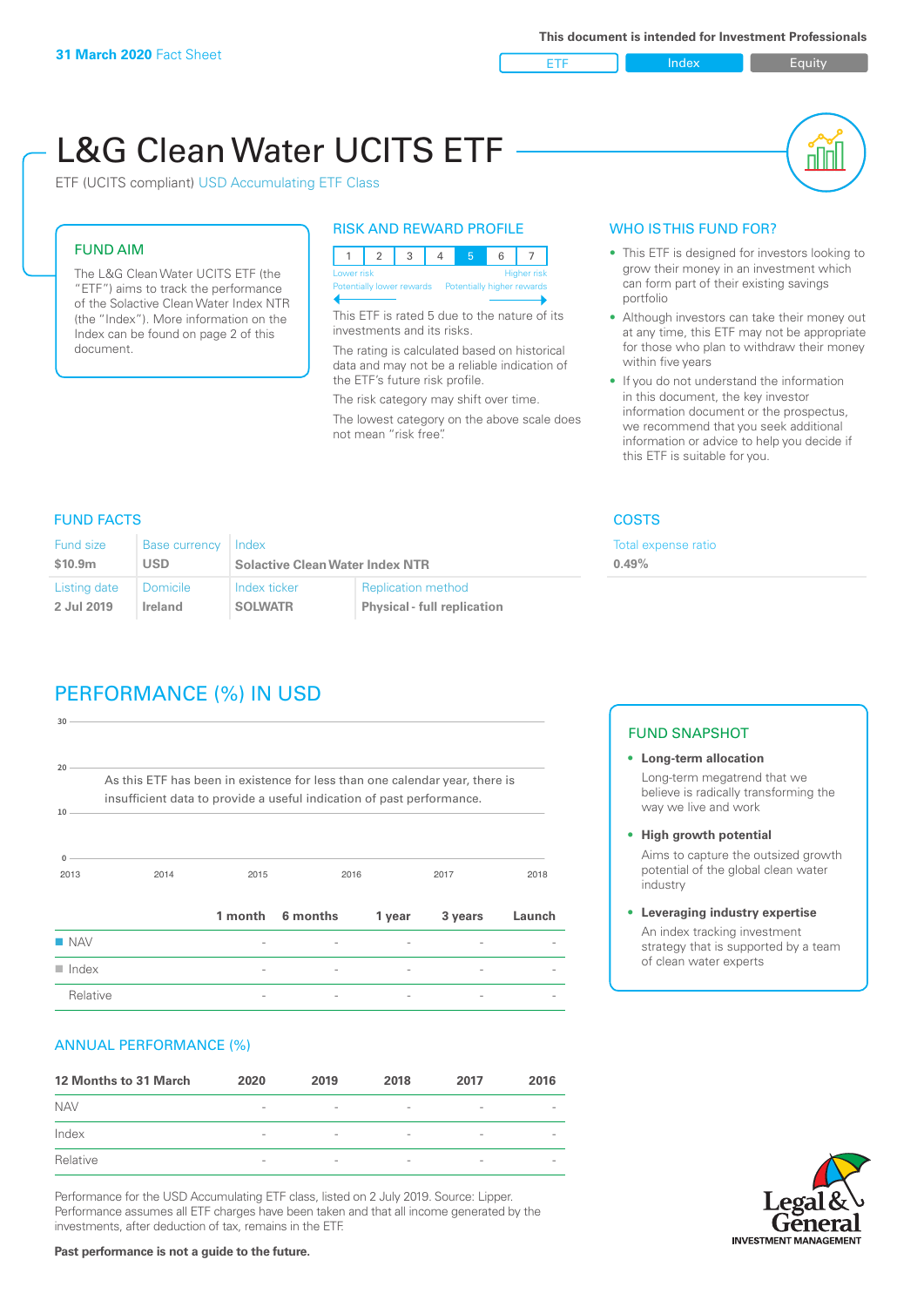**31 March 2020** Fact Sheet

This document is intended for Investment Professionals

ETF | Index | Equity

# L&G Clean Water UCITS ETF

ETF (UCITS compliant) USD Accumulating ETF Class

## FUND AIM

The L&G Clean Water UCITS ETF (the "ETF") aims to track the performance of the Solactive Clean Water Index NTR (the "Index"). More information on the Index can be found on page 2 of this document.

## RISK AND REWARD PROFILE

| 1 | 2 | 3 | 4 | 5 | 6 | 7 |
|---|---|---|---|---|---|---|

Lower risk — Higher risk
Potentially lower rewards — Potentially higher rewards

This ETF is rated 5 due to the nature of its investments and its risks.

The rating is calculated based on historical data and may not be a reliable indication of the ETF's future risk profile.

The risk category may shift over time.

The lowest category on the above scale does not mean "risk free".

## WHO IS THIS FUND FOR?

- This ETF is designed for investors looking to grow their money in an investment which can form part of their existing savings portfolio
- Although investors can take their money out at any time, this ETF may not be appropriate for those who plan to withdraw their money within five years
- If you do not understand the information in this document, the key investor information document or the prospectus, we recommend that you seek additional information or advice to help you decide if this ETF is suitable for you.

## FUND FACTS

| Fund size | Base currency | Index | |
|---|---|---|---|
| $10.9m | USD | Solactive Clean Water Index NTR | |
| **Listing date** | **Domicile** | **Index ticker** | **Replication method** |
| 2 Jul 2019 | Ireland | SOLWATR | Physical - full replication |

## COSTS

Total expense ratio

**0.49%**

## PERFORMANCE (%) IN USD

As this ETF has been in existence for less than one calendar year, there is insufficient data to provide a useful indication of past performance.

| | 1 month | 6 months | 1 year | 3 years | Launch |
|---|---|---|---|---|---|
| NAV | - | - | - | - | - |
| Index | - | - | - | - | - |
| Relative | - | - | - | - | - |

## FUND SNAPSHOT

- **Long-term allocation**
  Long-term megatrend that we believe is radically transforming the way we live and work
- **High growth potential**
  Aims to capture the outsized growth potential of the global clean water industry
- **Leveraging industry expertise**
  An index tracking investment strategy that is supported by a team of clean water experts

## ANNUAL PERFORMANCE (%)

| 12 Months to 31 March | 2020 | 2019 | 2018 | 2017 | 2016 |
|---|---|---|---|---|---|
| NAV | - | - | - | - | - |
| Index | - | - | - | - | - |
| Relative | - | - | - | - | - |

Performance for the USD Accumulating ETF class, listed on 2 July 2019. Source: Lipper. Performance assumes all ETF charges have been taken and that all income generated by the investments, after deduction of tax, remains in the ETF.

**Past performance is not a guide to the future.**

Legal & General INVESTMENT MANAGEMENT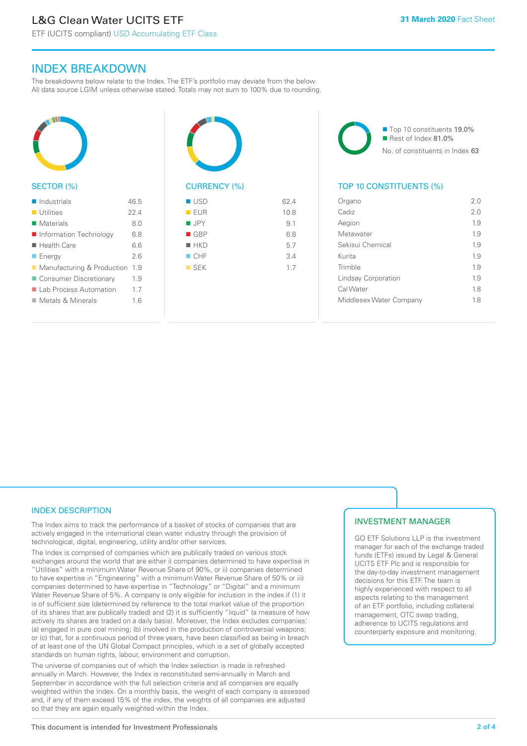# INDEX BREAKDOWN

The breakdowns below relate to the Index. The ETF's portfolio may deviate from the below. All data source LGIM unless otherwise stated. Totals may not sum to 100% due to rounding.

## SECTOR (%)

| Sector | % |
|---|---|
| Industrials | 46.5 |
| Utilities | 22.4 |
| Materials | 8.0 |
| Information Technology | 6.8 |
| Health Care | 6.6 |
| Energy | 2.6 |
| Manufacturing & Production | 1.9 |
| Consumer Discretionary | 1.9 |
| Lab Process Automation | 1.7 |
| Metals & Minerals | 1.6 |

## CURRENCY (%)

| Currency | % |
|---|---|
| USD | 62.4 |
| EUR | 10.8 |
| JPY | 9.1 |
| GBP | 6.8 |
| HKD | 5.7 |
| CHF | 3.4 |
| SEK | 1.7 |

- Top 10 constituents 19.0%
- Rest of Index 81.0%

No. of constituents in Index 63

## TOP 10 CONSTITUENTS (%)

| Constituent | % |
|---|---|
| Organo | 2.0 |
| Cadiz | 2.0 |
| Aegion | 1.9 |
| Metawater | 1.9 |
| Sekisui Chemical | 1.9 |
| Kurita | 1.9 |
| Trimble | 1.9 |
| Lindsay Corporation | 1.9 |
| Cal Water | 1.8 |
| Middlesex Water Company | 1.8 |

## INDEX DESCRIPTION

The Index aims to track the performance of a basket of stocks of companies that are actively engaged in the international clean water industry through the provision of technological, digital, engineering, utility and/or other services.

The Index is comprised of companies which are publically traded on various stock exchanges around the world that are either i) companies determined to have expertise in "Utilities" with a minimum Water Revenue Share of 90%, or ii) companies determined to have expertise in "Engineering" with a minimum Water Revenue Share of 50% or iii) companies determined to have expertise in "Technology" or "Digital" and a minimum Water Revenue Share of 5%. A company is only eligible for inclusion in the index if (1) it is of sufficient size (determined by reference to the total market value of the proportion of its shares that are publically traded) and (2) it is sufficiently "liquid" (a measure of how actively its shares are traded on a daily basis). Moreover, the Index excludes companies: (a) engaged in pure coal mining; (b) involved in the production of controversial weapons; or (c) that, for a continuous period of three years, have been classified as being in breach of at least one of the UN Global Compact principles, which is a set of globally accepted standards on human rights, labour, environment and corruption.

The universe of companies out of which the Index selection is made is refreshed annually in March. However, the Index is reconstituted semi-annually in March and September in accordance with the full selection criteria and all companies are equally weighted within the Index. On a monthly basis, the weight of each company is assessed and, if any of them exceed 15% of the index, the weights of all companies are adjusted so that they are again equally weighted within the Index.

## INVESTMENT MANAGER

GO ETF Solutions LLP is the investment manager for each of the exchange traded funds (ETFs) issued by Legal & General UCITS ETF Plc and is responsible for the day-to-day investment management decisions for this ETF. The team is highly experienced with respect to all aspects relating to the management of an ETF portfolio, including collateral management, OTC swap trading, adherence to UCITS regulations and counterparty exposure and monitoring.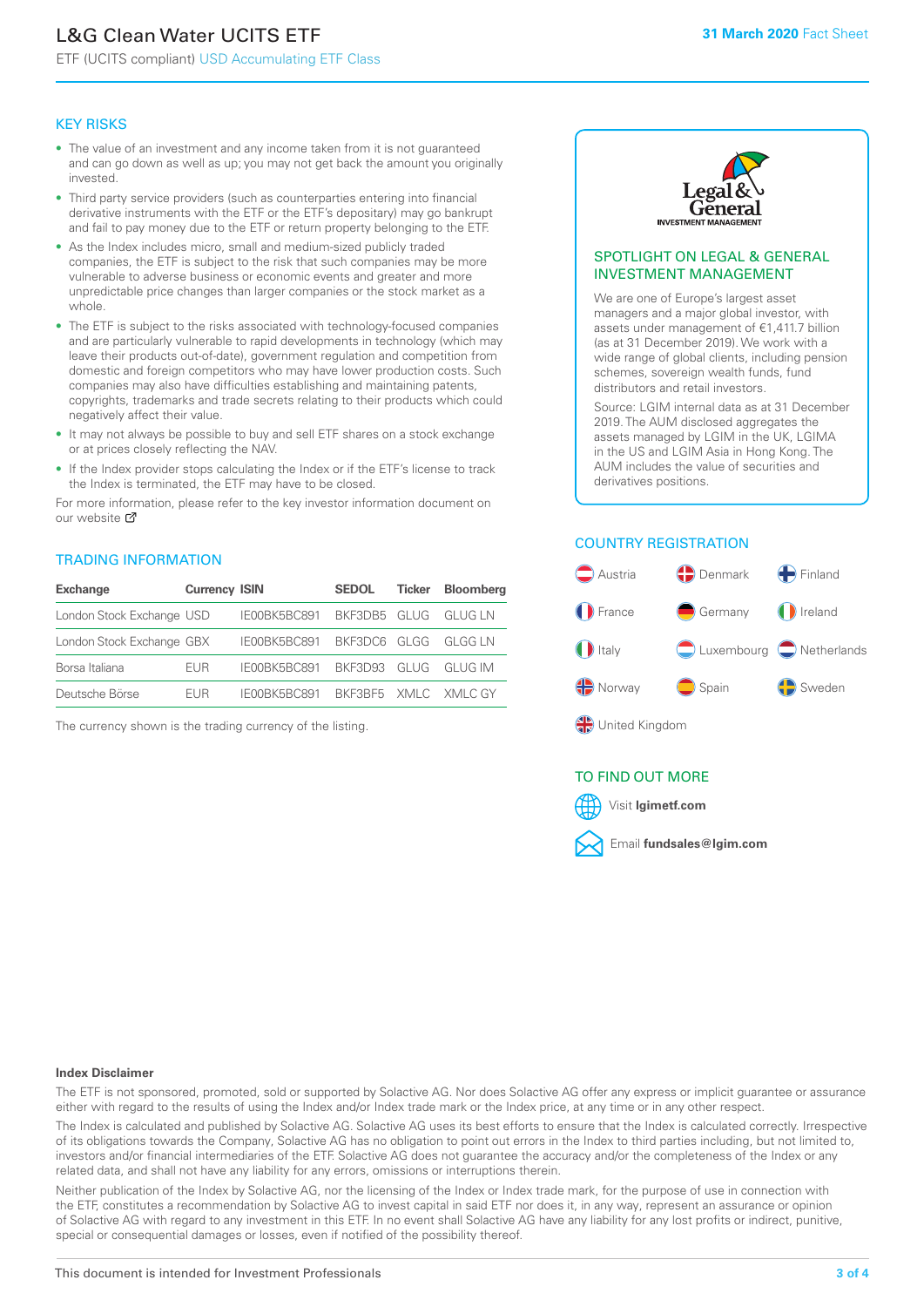# L&G Clean Water UCITS ETF

ETF (UCITS compliant) USD Accumulating ETF Class

**31 March 2020** Fact Sheet

## KEY RISKS

- The value of an investment and any income taken from it is not guaranteed and can go down as well as up; you may not get back the amount you originally invested.
- Third party service providers (such as counterparties entering into financial derivative instruments with the ETF or the ETF's depositary) may go bankrupt and fail to pay money due to the ETF or return property belonging to the ETF.
- As the Index includes micro, small and medium-sized publicly traded companies, the ETF is subject to the risk that such companies may be more vulnerable to adverse business or economic events and greater and more unpredictable price changes than larger companies or the stock market as a whole.
- The ETF is subject to the risks associated with technology-focused companies and are particularly vulnerable to rapid developments in technology (which may leave their products out-of-date), government regulation and competition from domestic and foreign competitors who may have lower production costs. Such companies may also have difficulties establishing and maintaining patents, copyrights, trademarks and trade secrets relating to their products which could negatively affect their value.
- It may not always be possible to buy and sell ETF shares on a stock exchange or at prices closely reflecting the NAV.
- If the Index provider stops calculating the Index or if the ETF's license to track the Index is terminated, the ETF may have to be closed.

For more information, please refer to the key investor information document on our website

## TRADING INFORMATION

| Exchange | Currency | ISIN | SEDOL | Ticker | Bloomberg |
|---|---|---|---|---|---|
| London Stock Exchange | USD | IE00BK5BC891 | BKF3DB5 | GLUG | GLUG LN |
| London Stock Exchange | GBX | IE00BK5BC891 | BKF3DC6 | GLGG | GLGG LN |
| Borsa Italiana | EUR | IE00BK5BC891 | BKF3D93 | GLUG | GLUG IM |
| Deutsche Börse | EUR | IE00BK5BC891 | BKF3BF5 | XMLC | XMLC GY |

The currency shown is the trading currency of the listing.

## SPOTLIGHT ON LEGAL & GENERAL INVESTMENT MANAGEMENT

We are one of Europe's largest asset managers and a major global investor, with assets under management of €1,411.7 billion (as at 31 December 2019). We work with a wide range of global clients, including pension schemes, sovereign wealth funds, fund distributors and retail investors.

Source: LGIM internal data as at 31 December 2019. The AUM disclosed aggregates the assets managed by LGIM in the UK, LGIMA in the US and LGIM Asia in Hong Kong. The AUM includes the value of securities and derivatives positions.

## COUNTRY REGISTRATION

Austria, Denmark, Finland, France, Germany, Ireland, Italy, Luxembourg, Netherlands, Norway, Spain, Sweden, United Kingdom

## TO FIND OUT MORE

Visit **lgimetf.com**

Email **fundsales@lgim.com**

**Index Disclaimer**

The ETF is not sponsored, promoted, sold or supported by Solactive AG. Nor does Solactive AG offer any express or implicit guarantee or assurance either with regard to the results of using the Index and/or Index trade mark or the Index price, at any time or in any other respect.

The Index is calculated and published by Solactive AG. Solactive AG uses its best efforts to ensure that the Index is calculated correctly. Irrespective of its obligations towards the Company, Solactive AG has no obligation to point out errors in the Index to third parties including, but not limited to, investors and/or financial intermediaries of the ETF. Solactive AG does not guarantee the accuracy and/or the completeness of the Index or any related data, and shall not have any liability for any errors, omissions or interruptions therein.

Neither publication of the Index by Solactive AG, nor the licensing of the Index or Index trade mark, for the purpose of use in connection with the ETF, constitutes a recommendation by Solactive AG to invest capital in said ETF nor does it, in any way, represent an assurance or opinion of Solactive AG with regard to any investment in this ETF. In no event shall Solactive AG have any liability for any lost profits or indirect, punitive, special or consequential damages or losses, even if notified of the possibility thereof.

This document is intended for Investment Professionals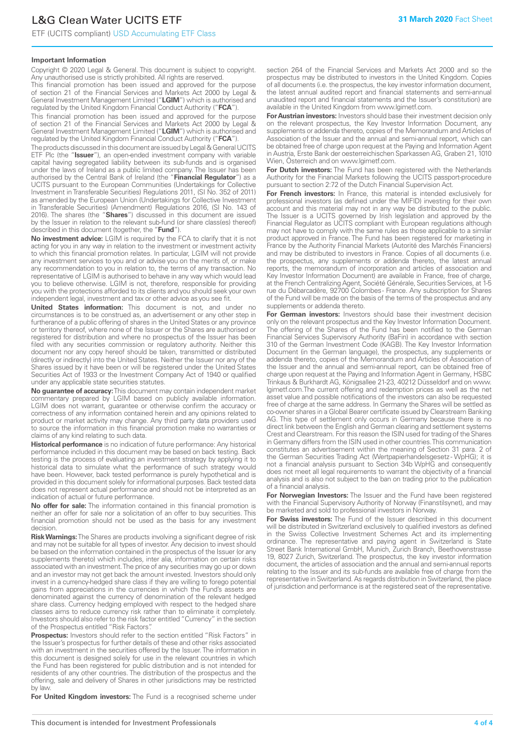## Important Information

Copyright © 2020 Legal & General. This document is subject to copyright. Any unauthorised use is strictly prohibited. All rights are reserved.

This financial promotion has been issued and approved for the purpose of section 21 of the Financial Services and Markets Act 2000 by Legal & General Investment Management Limited ("**LGIM**") which is authorised and regulated by the United Kingdom Financial Conduct Authority ("**FCA**").

This financial promotion has been issued and approved for the purpose of section 21 of the Financial Services and Markets Act 2000 by Legal & General Investment Management Limited ("**LGIM**") which is authorised and regulated by the United Kingdom Financial Conduct Authority ("**FCA**").

The products discussed in this document are issued by Legal & General UCITS ETF Plc (the "**Issuer**"), an open-ended investment company with variable capital having segregated liability between its sub-funds and is organised under the laws of Ireland as a public limited company. The Issuer has been authorised by the Central Bank of Ireland (the "**Financial Regulator**") as a UCITS pursuant to the European Communities (Undertakings for Collective Investment in Transferable Securities) Regulations 2011, (SI No. 352 of 2011) as amended by the European Union (Undertakings for Collective Investment in Transferable Securities) (Amendment) Regulations 2016, (SI No. 143 of 2016). The shares (the "**Shares**") discussed in this document are issued by the Issuer in relation to the relevant sub-fund (or share class(es) thereof) described in this document (together, the "**Fund**").

**No investment advice:** LGIM is required by the FCA to clarify that it is not acting for you in any way in relation to the investment or investment activity to which this financial promotion relates. In particular, LGIM will not provide any investment services to you and or advise you on the merits of, or make any recommendation to you in relation to, the terms of any transaction. No representative of LGIM is authorised to behave in any way which would lead you to believe otherwise. LGIM is not, therefore, responsible for providing you with the protections afforded to its clients and you should seek your own independent legal, investment and tax or other advice as you see fit.

**United States information:** This document is not, and under no circumstances is to be construed as, an advertisement or any other step in furtherance of a public offering of shares in the United States or any province or territory thereof, where none of the Issuer or the Shares are authorised or registered for distribution and where no prospectus of the Issuer has been filed with any securities commission or regulatory authority. Neither this document nor any copy hereof should be taken, transmitted or distributed (directly or indirectly) into the United States. Neither the Issuer nor any of the Shares issued by it have been or will be registered under the United States Securities Act of 1933 or the Investment Company Act of 1940 or qualified under any applicable state securities statutes.

**No guarantee of accuracy:** This document may contain independent market commentary prepared by LGIM based on publicly available information. LGIM does not warrant, guarantee or otherwise confirm the accuracy or correctness of any information contained herein and any opinions related to product or market activity may change. Any third party data providers used to source the information in this financial promotion make no warranties or claims of any kind relating to such data.

**Historical performance** is no indication of future performance: Any historical performance included in this document may be based on back testing. Back testing is the process of evaluating an investment strategy by applying it to historical data to simulate what the performance of such strategy would have been. However, back tested performance is purely hypothetical and is provided in this document solely for informational purposes. Back tested data does not represent actual performance and should not be interpreted as an indication of actual or future performance.

**No offer for sale:** The information contained in this financial promotion is neither an offer for sale nor a solicitation of an offer to buy securities. This financial promotion should not be used as the basis for any investment decision.

**Risk Warnings:** The Shares are products involving a significant degree of risk and may not be suitable for all types of investor. Any decision to invest should be based on the information contained in the prospectus of the Issuer (or any supplements thereto) which includes, inter alia, information on certain risks associated with an investment. The price of any securities may go up or down and an investor may not get back the amount invested. Investors should only invest in a currency-hedged share class if they are willing to forego potential gains from appreciations in the currencies in which the Fund's assets are denominated against the currency of denomination of the relevant hedged share class. Currency hedging employed with respect to the hedged share classes aims to reduce currency risk rather than to eliminate it completely. Investors should also refer to the risk factor entitled "Currency" in the section of the Prospectus entitled "Risk Factors".

**Prospectus:** Investors should refer to the section entitled "Risk Factors" in the Issuer's prospectus for further details of these and other risks associated with an investment in the securities offered by the Issuer. The information in this document is designed solely for use in the relevant countries in which the Fund has been registered for public distribution and is not intended for residents of any other countries. The distribution of the prospectus and the offering, sale and delivery of Shares in other jurisdictions may be restricted by law.

**For United Kingdom investors:** The Fund is a recognised scheme under section 264 of the Financial Services and Markets Act 2000 and so the prospectus may be distributed to investors in the United Kingdom. Copies of all documents (i.e. the prospectus, the key investor information document, the latest annual audited report and financial statements and semi-annual unaudited report and financial statements and the Issuer's constitution) are available in the United Kingdom from www.lgimetf.com.

**For Austrian investors:** Investors should base their investment decision only on the relevant prospectus, the Key Investor Information Document, any supplements or addenda thereto, copies of the Memorandum and Articles of Association of the Issuer and the annual and semi-annual report, which can be obtained free of charge upon request at the Paying and Information Agent in Austria, Erste Bank der oesterreichischen Sparkassen AG, Graben 21, 1010 Wien, Österreich and on www.lgimetf.com.

**For Dutch investors:** The Fund has been registered with the Netherlands Authority for the Financial Markets following the UCITS passport-procedure pursuant to section 2:72 of the Dutch Financial Supervision Act.

**For French investors:** In France, this material is intended exclusively for professional investors (as defined under the MIFID) investing for their own account and this material may not in any way be distributed to the public. The Issuer is a UCITS governed by Irish legislation and approved by the Financial Regulator as UCITS compliant with European regulations although may not have to comply with the same rules as those applicable to a similar product approved in France. The Fund has been registered for marketing in France by the Authority Financial Markets (Autorité des Marchés Financiers) and may be distributed to investors in France. Copies of all documents (i.e. the prospectus, any supplements or addenda thereto, the latest annual reports, the memorandum of incorporation and articles of association and Key Investor Information Document) are available in France, free of charge, at the French Centralizing Agent, Société Générale, Securities Services, at 1-5 rue du Débarcadère, 92700 Colombes - France. Any subscription for Shares of the Fund will be made on the basis of the terms of the prospectus and any supplements or addenda thereto.

**For German investors:** Investors should base their investment decision only on the relevant prospectus and the Key Investor Information Document. The offering of the Shares of the Fund has been notified to the German Financial Services Supervisory Authority (BaFin) in accordance with section 310 of the German Investment Code (KAGB). The Key Investor Information Document (in the German language), the prospectus, any supplements or addenda thereto, copies of the Memorandum and Articles of Association of the Issuer and the annual and semi-annual report, can be obtained free of charge upon request at the Paying and Information Agent in Germany, HSBC Trinkaus & Burkhardt AG, Königsallee 21-23, 40212 Düsseldorf and on www.lgimetf.com.The current offering and redemption prices as well as the net asset value and possible notifications of the investors can also be requested free of charge at the same address. In Germany the Shares will be settled as co-owner shares in a Global Bearer certificate issued by Clearstream Banking AG. This type of settlement only occurs in Germany because there is no direct link between the English and German clearing and settlement systems Crest and Clearstream. For this reason the ISIN used for trading of the Shares in Germany differs from the ISIN used in other countries. This communication constitutes an advertisement within the meaning of Section 31 para. 2 of the German Securities Trading Act (Wertpapierhandelsgesetz - WpHG); it is not a financial analysis pursuant to Section 34b WpHG and consequently does not meet all legal requirements to warrant the objectivity of a financial analysis and is also not subject to the ban on trading prior to the publication of a financial analysis.

**For Norwegian Investors:** The Issuer and the Fund have been registered with the Financial Supervisory Authority of Norway (Finanstilsynet), and may be marketed and sold to professional investors in Norway.

**For Swiss investors:** The Fund of the Issuer described in this document will be distributed in Switzerland exclusively to qualified investors as defined in the Swiss Collective Investment Schemes Act and its implementing ordinance. The representative and paying agent in Switzerland is State Street Bank International GmbH, Munich, Zurich Branch, Beethovenstrasse 19, 8027 Zurich, Switzerland. The prospectus, the key investor information document, the articles of association and the annual and semi-annual reports relating to the Issuer and its sub-funds are available free of charge from the representative in Switzerland. As regards distribution in Switzerland, the place of jurisdiction and performance is at the registered seat of the representative.